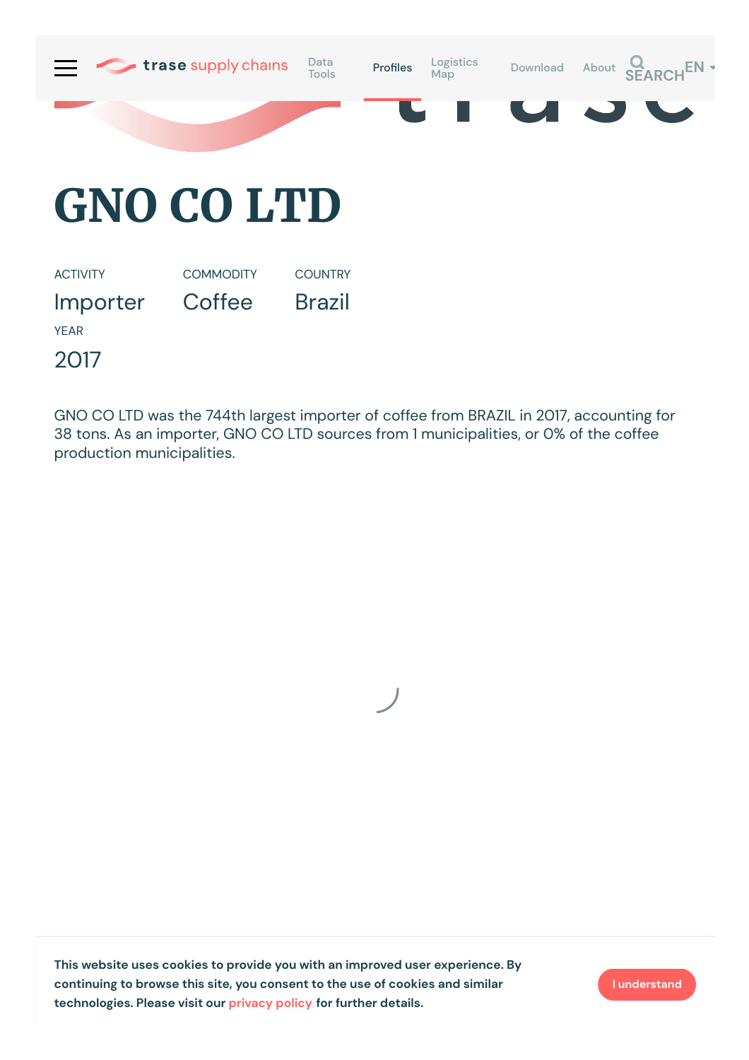# GNO CO LTD

| ACTIVITY | COMMODITY | COUNTRY |
| --- | --- | --- |
| Importer | Coffee | Brazil |

YEAR

2017

GNO CO LTD was the 744th largest importer of coffee from BRAZIL in 2017, accounting for 38 tons. As an importer, GNO CO LTD sources from 1 municipalities, or 0% of the coffee production municipalities.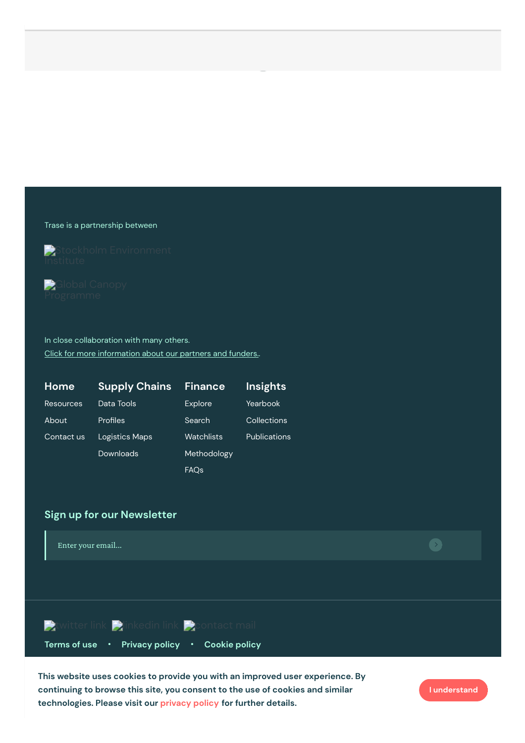Trase is a partnership between

Stockholm Environment Institute

Global Canopy Programme

In close collaboration with many others.
Click for more information about our partners and funders..

**Home**
- Resources
- About
- Contact us

**Supply Chains**
- Data Tools
- Profiles
- Logistics Maps
- Downloads

**Finance**
- Explore
- Search
- Watchlists
- Methodology
- FAQs

**Insights**
- Yearbook
- Collections
- Publications

## Sign up for our Newsletter

Enter your email...

twitter link linkedin link contact mail

**Terms of use** • **Privacy policy** • **Cookie policy**

**This website uses cookies to provide you with an improved user experience. By continuing to browse this site, you consent to the use of cookies and similar technologies. Please visit our privacy policy for further details.**

I understand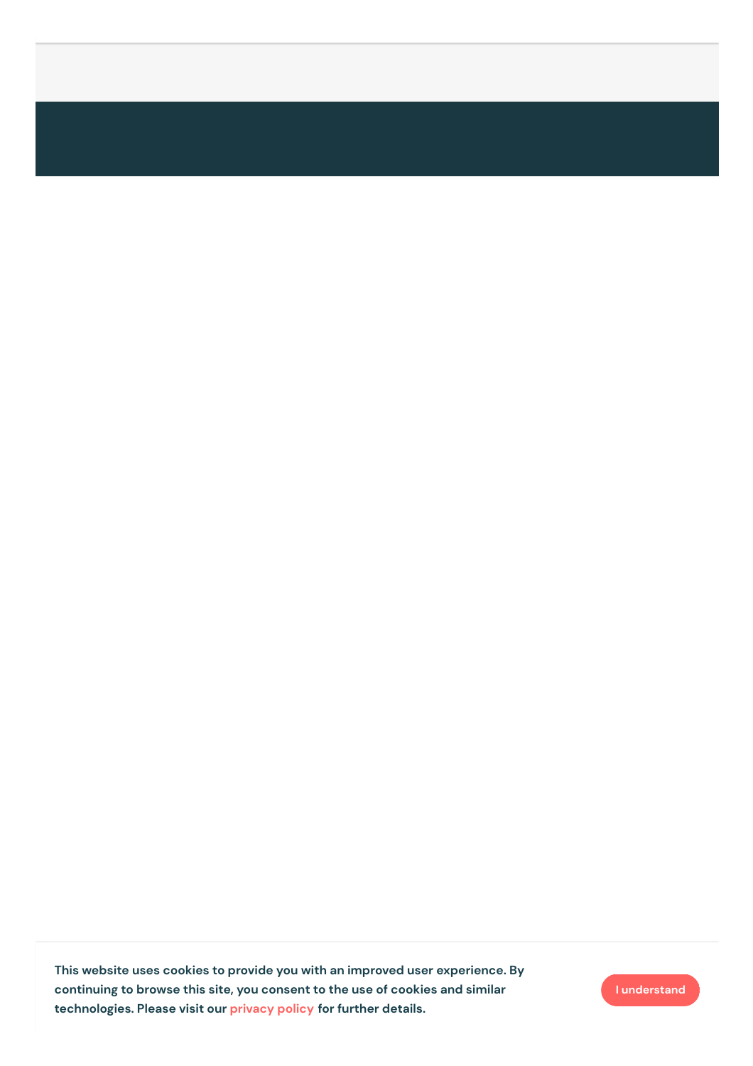This website uses cookies to provide you with an improved user experience. By continuing to browse this site, you consent to the use of cookies and similar technologies. Please visit our privacy policy for further details.

I understand